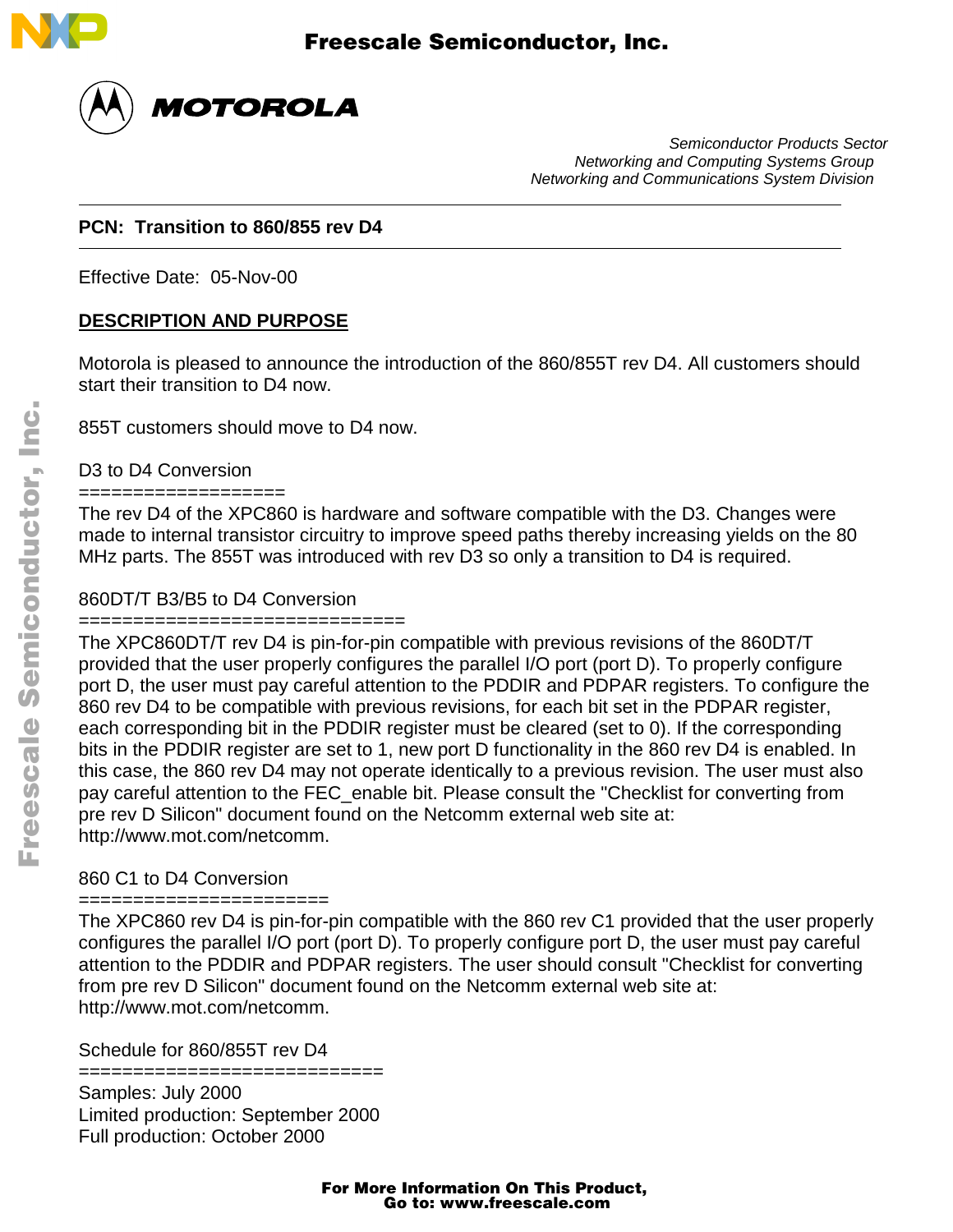MOTOROLA

*Semiconductor Products Sector*
*Networking and Computing Systems Group*
*Networking and Communications System Division*

---

**PCN: Transition to 860/855 rev D4**

---

Effective Date: 05-Nov-00

## DESCRIPTION AND PURPOSE

Motorola is pleased to announce the introduction of the 860/855T rev D4. All customers should start their transition to D4 now.

855T customers should move to D4 now.

D3 to D4 Conversion
==================
The rev D4 of the XPC860 is hardware and software compatible with the D3. Changes were made to internal transistor circuitry to improve speed paths thereby increasing yields on the 80 MHz parts. The 855T was introduced with rev D3 so only a transition to D4 is required.

860DT/T B3/B5 to D4 Conversion
==============================
The XPC860DT/T rev D4 is pin-for-pin compatible with previous revisions of the 860DT/T provided that the user properly configures the parallel I/O port (port D). To properly configure port D, the user must pay careful attention to the PDDIR and PDPAR registers. To configure the 860 rev D4 to be compatible with previous revisions, for each bit set in the PDPAR register, each corresponding bit in the PDDIR register must be cleared (set to 0). If the corresponding bits in the PDDIR register are set to 1, new port D functionality in the 860 rev D4 is enabled. In this case, the 860 rev D4 may not operate identically to a previous revision. The user must also pay careful attention to the FEC_enable bit. Please consult the "Checklist for converting from pre rev D Silicon" document found on the Netcomm external web site at: http://www.mot.com/netcomm.

860 C1 to D4 Conversion
=======================
The XPC860 rev D4 is pin-for-pin compatible with the 860 rev C1 provided that the user properly configures the parallel I/O port (port D). To properly configure port D, the user must pay careful attention to the PDDIR and PDPAR registers. The user should consult "Checklist for converting from pre rev D Silicon" document found on the Netcomm external web site at: http://www.mot.com/netcomm.

Schedule for 860/855T rev D4
============================
Samples: July 2000
Limited production: September 2000
Full production: October 2000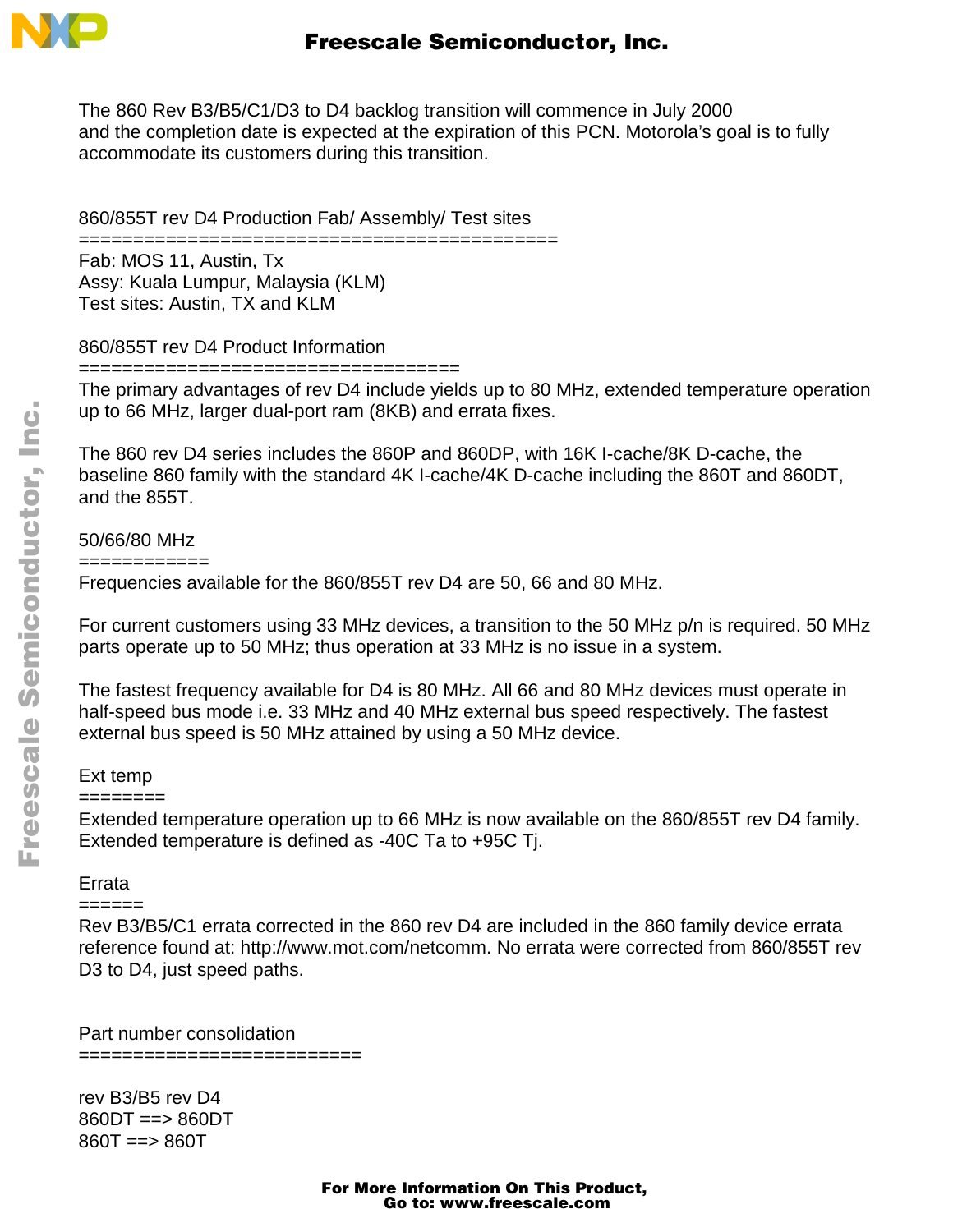The 860 Rev B3/B5/C1/D3 to D4 backlog transition will commence in July 2000 and the completion date is expected at the expiration of this PCN. Motorola's goal is to fully accommodate its customers during this transition.

## 860/855T rev D4 Production Fab/ Assembly/ Test sites

Fab: MOS 11, Austin, Tx
Assy: Kuala Lumpur, Malaysia (KLM)
Test sites: Austin, TX and KLM

## 860/855T rev D4 Product Information

The primary advantages of rev D4 include yields up to 80 MHz, extended temperature operation up to 66 MHz, larger dual-port ram (8KB) and errata fixes.

The 860 rev D4 series includes the 860P and 860DP, with 16K I-cache/8K D-cache, the baseline 860 family with the standard 4K I-cache/4K D-cache including the 860T and 860DT, and the 855T.

## 50/66/80 MHz

Frequencies available for the 860/855T rev D4 are 50, 66 and 80 MHz.

For current customers using 33 MHz devices, a transition to the 50 MHz p/n is required. 50 MHz parts operate up to 50 MHz; thus operation at 33 MHz is no issue in a system.

The fastest frequency available for D4 is 80 MHz. All 66 and 80 MHz devices must operate in half-speed bus mode i.e. 33 MHz and 40 MHz external bus speed respectively. The fastest external bus speed is 50 MHz attained by using a 50 MHz device.

## Ext temp

Extended temperature operation up to 66 MHz is now available on the 860/855T rev D4 family. Extended temperature is defined as -40C Ta to +95C Tj.

## Errata

Rev B3/B5/C1 errata corrected in the 860 rev D4 are included in the 860 family device errata reference found at: http://www.mot.com/netcomm. No errata were corrected from 860/855T rev D3 to D4, just speed paths.

## Part number consolidation

rev B3/B5 rev D4
860DT ==> 860DT
860T ==> 860T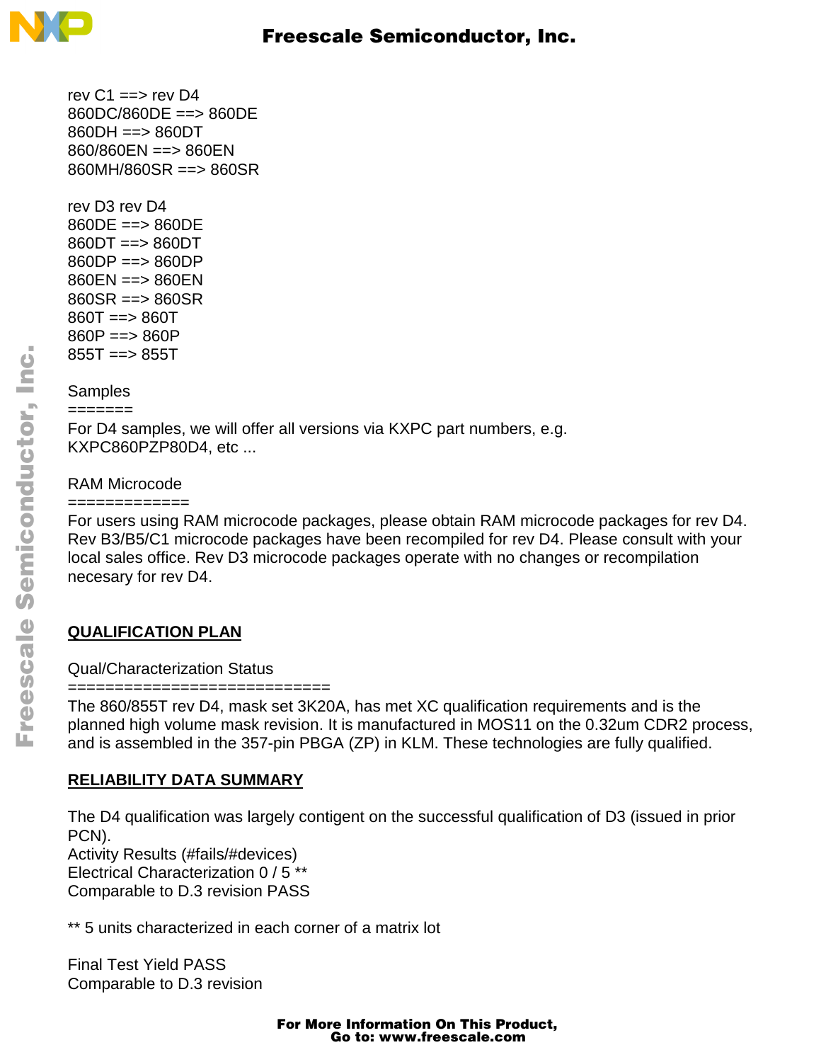rev C1 ==> rev D4
860DC/860DE ==> 860DE
860DH ==> 860DT
860/860EN ==> 860EN
860MH/860SR ==> 860SR

rev D3 rev D4
860DE ==> 860DE
860DT ==> 860DT
860DP ==> 860DP
860EN ==> 860EN
860SR ==> 860SR
860T ==> 860T
860P ==> 860P
855T ==> 855T

Samples
=======
For D4 samples, we will offer all versions via KXPC part numbers, e.g. KXPC860PZP80D4, etc ...

RAM Microcode
=============
For users using RAM microcode packages, please obtain RAM microcode packages for rev D4. Rev B3/B5/C1 microcode packages have been recompiled for rev D4. Please consult with your local sales office. Rev D3 microcode packages operate with no changes or recompilation necesary for rev D4.

## QUALIFICATION PLAN

Qual/Characterization Status
===========================
The 860/855T rev D4, mask set 3K20A, has met XC qualification requirements and is the planned high volume mask revision. It is manufactured in MOS11 on the 0.32um CDR2 process, and is assembled in the 357-pin PBGA (ZP) in KLM. These technologies are fully qualified.

## RELIABILITY DATA SUMMARY

The D4 qualification was largely contigent on the successful qualification of D3 (issued in prior PCN).
Activity Results (#fails/#devices)
Electrical Characterization 0 / 5 **
Comparable to D.3 revision PASS

** 5 units characterized in each corner of a matrix lot

Final Test Yield PASS
Comparable to D.3 revision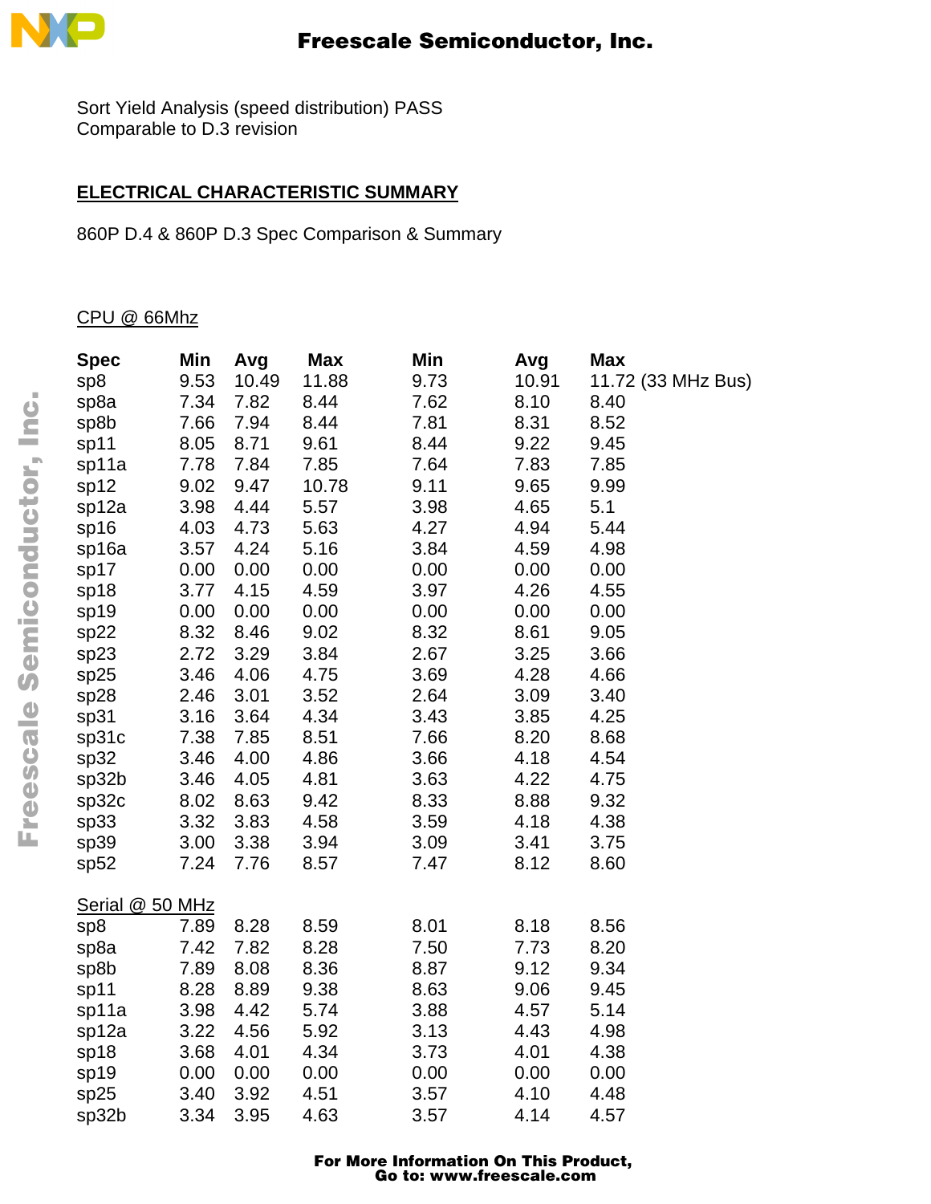Sort Yield Analysis (speed distribution) PASS
Comparable to D.3 revision

## ELECTRICAL CHARACTERISTIC SUMMARY

860P D.4 & 860P D.3 Spec Comparison & Summary

CPU @ 66Mhz

| Spec | Min | Avg | Max | Min | Avg | Max |
|---|---|---|---|---|---|---|
| sp8 | 9.53 | 10.49 | 11.88 | 9.73 | 10.91 | 11.72 (33 MHz Bus) |
| sp8a | 7.34 | 7.82 | 8.44 | 7.62 | 8.10 | 8.40 |
| sp8b | 7.66 | 7.94 | 8.44 | 7.81 | 8.31 | 8.52 |
| sp11 | 8.05 | 8.71 | 9.61 | 8.44 | 9.22 | 9.45 |
| sp11a | 7.78 | 7.84 | 7.85 | 7.64 | 7.83 | 7.85 |
| sp12 | 9.02 | 9.47 | 10.78 | 9.11 | 9.65 | 9.99 |
| sp12a | 3.98 | 4.44 | 5.57 | 3.98 | 4.65 | 5.1 |
| sp16 | 4.03 | 4.73 | 5.63 | 4.27 | 4.94 | 5.44 |
| sp16a | 3.57 | 4.24 | 5.16 | 3.84 | 4.59 | 4.98 |
| sp17 | 0.00 | 0.00 | 0.00 | 0.00 | 0.00 | 0.00 |
| sp18 | 3.77 | 4.15 | 4.59 | 3.97 | 4.26 | 4.55 |
| sp19 | 0.00 | 0.00 | 0.00 | 0.00 | 0.00 | 0.00 |
| sp22 | 8.32 | 8.46 | 9.02 | 8.32 | 8.61 | 9.05 |
| sp23 | 2.72 | 3.29 | 3.84 | 2.67 | 3.25 | 3.66 |
| sp25 | 3.46 | 4.06 | 4.75 | 3.69 | 4.28 | 4.66 |
| sp28 | 2.46 | 3.01 | 3.52 | 2.64 | 3.09 | 3.40 |
| sp31 | 3.16 | 3.64 | 4.34 | 3.43 | 3.85 | 4.25 |
| sp31c | 7.38 | 7.85 | 8.51 | 7.66 | 8.20 | 8.68 |
| sp32 | 3.46 | 4.00 | 4.86 | 3.66 | 4.18 | 4.54 |
| sp32b | 3.46 | 4.05 | 4.81 | 3.63 | 4.22 | 4.75 |
| sp32c | 8.02 | 8.63 | 9.42 | 8.33 | 8.88 | 9.32 |
| sp33 | 3.32 | 3.83 | 4.58 | 3.59 | 4.18 | 4.38 |
| sp39 | 3.00 | 3.38 | 3.94 | 3.09 | 3.41 | 3.75 |
| sp52 | 7.24 | 7.76 | 8.57 | 7.47 | 8.12 | 8.60 |

Serial @ 50 MHz

| Spec | Min | Avg | Max | Min | Avg | Max |
|---|---|---|---|---|---|---|
| sp8 | 7.89 | 8.28 | 8.59 | 8.01 | 8.18 | 8.56 |
| sp8a | 7.42 | 7.82 | 8.28 | 7.50 | 7.73 | 8.20 |
| sp8b | 7.89 | 8.08 | 8.36 | 8.87 | 9.12 | 9.34 |
| sp11 | 8.28 | 8.89 | 9.38 | 8.63 | 9.06 | 9.45 |
| sp11a | 3.98 | 4.42 | 5.74 | 3.88 | 4.57 | 5.14 |
| sp12a | 3.22 | 4.56 | 5.92 | 3.13 | 4.43 | 4.98 |
| sp18 | 3.68 | 4.01 | 4.34 | 3.73 | 4.01 | 4.38 |
| sp19 | 0.00 | 0.00 | 0.00 | 0.00 | 0.00 | 0.00 |
| sp25 | 3.40 | 3.92 | 4.51 | 3.57 | 4.10 | 4.48 |
| sp32b | 3.34 | 3.95 | 4.63 | 3.57 | 4.14 | 4.57 |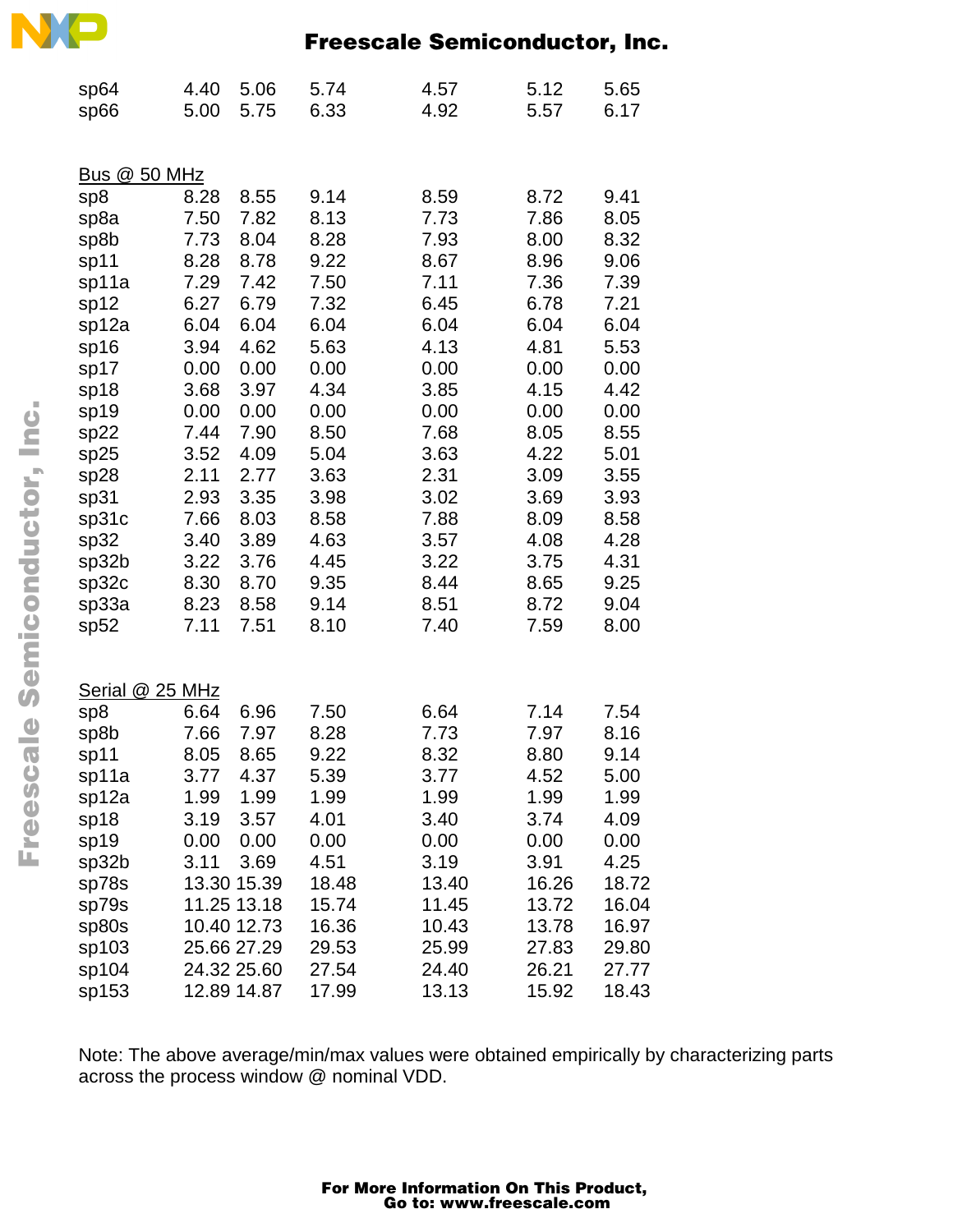| | | | | | | |
|---|---|---|---|---|---|---|
| sp64 | 4.40 | 5.06 | 5.74 | 4.57 | 5.12 | 5.65 |
| sp66 | 5.00 | 5.75 | 6.33 | 4.92 | 5.57 | 6.17 |

**Bus @ 50 MHz**

| | | | | | | |
|---|---|---|---|---|---|---|
| sp8 | 8.28 | 8.55 | 9.14 | 8.59 | 8.72 | 9.41 |
| sp8a | 7.50 | 7.82 | 8.13 | 7.73 | 7.86 | 8.05 |
| sp8b | 7.73 | 8.04 | 8.28 | 7.93 | 8.00 | 8.32 |
| sp11 | 8.28 | 8.78 | 9.22 | 8.67 | 8.96 | 9.06 |
| sp11a | 7.29 | 7.42 | 7.50 | 7.11 | 7.36 | 7.39 |
| sp12 | 6.27 | 6.79 | 7.32 | 6.45 | 6.78 | 7.21 |
| sp12a | 6.04 | 6.04 | 6.04 | 6.04 | 6.04 | 6.04 |
| sp16 | 3.94 | 4.62 | 5.63 | 4.13 | 4.81 | 5.53 |
| sp17 | 0.00 | 0.00 | 0.00 | 0.00 | 0.00 | 0.00 |
| sp18 | 3.68 | 3.97 | 4.34 | 3.85 | 4.15 | 4.42 |
| sp19 | 0.00 | 0.00 | 0.00 | 0.00 | 0.00 | 0.00 |
| sp22 | 7.44 | 7.90 | 8.50 | 7.68 | 8.05 | 8.55 |
| sp25 | 3.52 | 4.09 | 5.04 | 3.63 | 4.22 | 5.01 |
| sp28 | 2.11 | 2.77 | 3.63 | 2.31 | 3.09 | 3.55 |
| sp31 | 2.93 | 3.35 | 3.98 | 3.02 | 3.69 | 3.93 |
| sp31c | 7.66 | 8.03 | 8.58 | 7.88 | 8.09 | 8.58 |
| sp32 | 3.40 | 3.89 | 4.63 | 3.57 | 4.08 | 4.28 |
| sp32b | 3.22 | 3.76 | 4.45 | 3.22 | 3.75 | 4.31 |
| sp32c | 8.30 | 8.70 | 9.35 | 8.44 | 8.65 | 9.25 |
| sp33a | 8.23 | 8.58 | 9.14 | 8.51 | 8.72 | 9.04 |
| sp52 | 7.11 | 7.51 | 8.10 | 7.40 | 7.59 | 8.00 |

**Serial @ 25 MHz**

| | | | | | | |
|---|---|---|---|---|---|---|
| sp8 | 6.64 | 6.96 | 7.50 | 6.64 | 7.14 | 7.54 |
| sp8b | 7.66 | 7.97 | 8.28 | 7.73 | 7.97 | 8.16 |
| sp11 | 8.05 | 8.65 | 9.22 | 8.32 | 8.80 | 9.14 |
| sp11a | 3.77 | 4.37 | 5.39 | 3.77 | 4.52 | 5.00 |
| sp12a | 1.99 | 1.99 | 1.99 | 1.99 | 1.99 | 1.99 |
| sp18 | 3.19 | 3.57 | 4.01 | 3.40 | 3.74 | 4.09 |
| sp19 | 0.00 | 0.00 | 0.00 | 0.00 | 0.00 | 0.00 |
| sp32b | 3.11 | 3.69 | 4.51 | 3.19 | 3.91 | 4.25 |
| sp78s | 13.30 | 15.39 | 18.48 | 13.40 | 16.26 | 18.72 |
| sp79s | 11.25 | 13.18 | 15.74 | 11.45 | 13.72 | 16.04 |
| sp80s | 10.40 | 12.73 | 16.36 | 10.43 | 13.78 | 16.97 |
| sp103 | 25.66 | 27.29 | 29.53 | 25.99 | 27.83 | 29.80 |
| sp104 | 24.32 | 25.60 | 27.54 | 24.40 | 26.21 | 27.77 |
| sp153 | 12.89 | 14.87 | 17.99 | 13.13 | 15.92 | 18.43 |

Note: The above average/min/max values were obtained empirically by characterizing parts across the process window @ nominal VDD.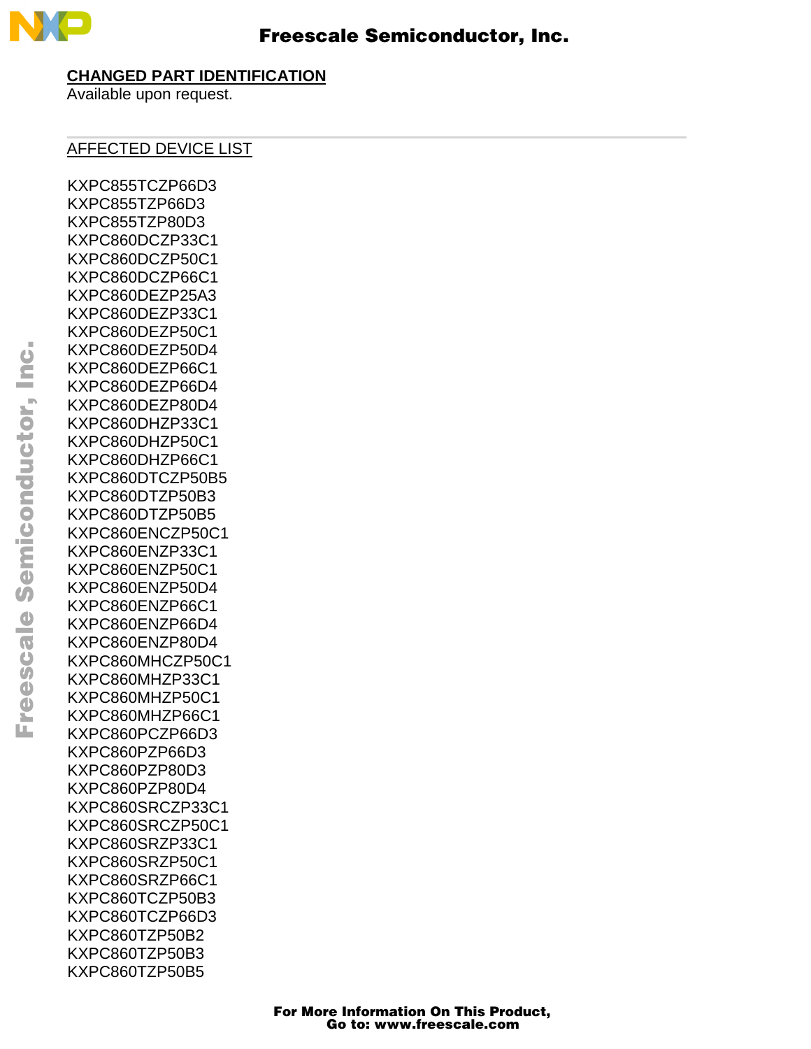**CHANGED PART IDENTIFICATION**
Available upon request.

---

AFFECTED DEVICE LIST

KXPC855TCZP66D3
KXPC855TZP66D3
KXPC855TZP80D3
KXPC860DCZP33C1
KXPC860DCZP50C1
KXPC860DCZP66C1
KXPC860DEZP25A3
KXPC860DEZP33C1
KXPC860DEZP50C1
KXPC860DEZP50D4
KXPC860DEZP66C1
KXPC860DEZP66D4
KXPC860DEZP80D4
KXPC860DHZP33C1
KXPC860DHZP50C1
KXPC860DHZP66C1
KXPC860DTCZP50B5
KXPC860DTZP50B3
KXPC860DTZP50B5
KXPC860ENCZP50C1
KXPC860ENZP33C1
KXPC860ENZP50C1
KXPC860ENZP50D4
KXPC860ENZP66C1
KXPC860ENZP66D4
KXPC860ENZP80D4
KXPC860MHCZP50C1
KXPC860MHZP33C1
KXPC860MHZP50C1
KXPC860MHZP66C1
KXPC860PCZP66D3
KXPC860PZP66D3
KXPC860PZP80D3
KXPC860PZP80D4
KXPC860SRCZP33C1
KXPC860SRCZP50C1
KXPC860SRZP33C1
KXPC860SRZP50C1
KXPC860SRZP66C1
KXPC860TCZP50B3
KXPC860TCZP66D3
KXPC860TZP50B2
KXPC860TZP50B3
KXPC860TZP50B5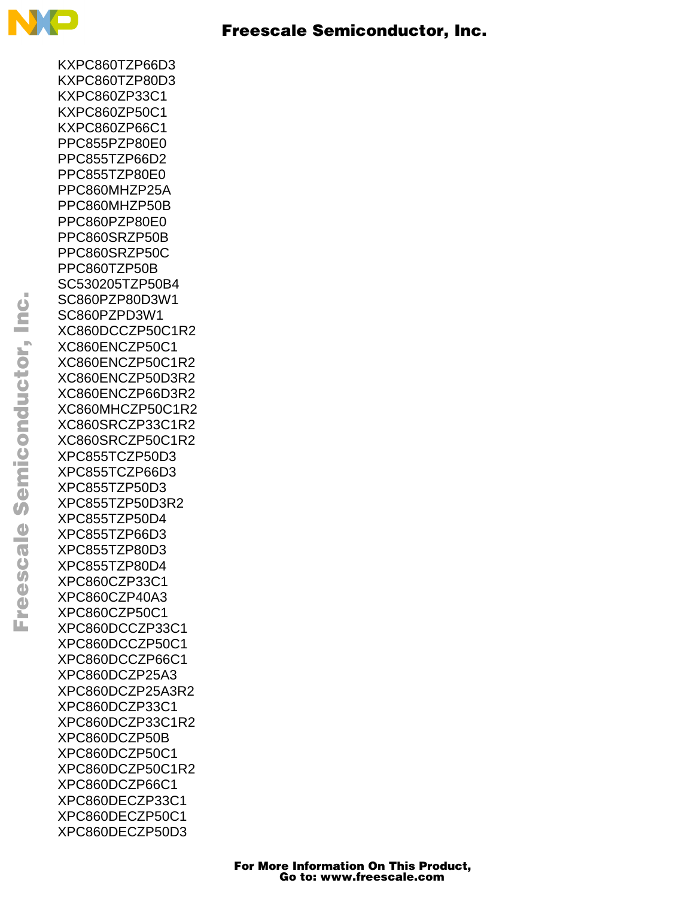KXPC860TZP66D3
KXPC860TZP80D3
KXPC860ZP33C1
KXPC860ZP50C1
KXPC860ZP66C1
PPC855PZP80E0
PPC855TZP66D2
PPC855TZP80E0
PPC860MHZP25A
PPC860MHZP50B
PPC860PZP80E0
PPC860SRZP50B
PPC860SRZP50C
PPC860TZP50B
SC530205TZP50B4
SC860PZP80D3W1
SC860PZPD3W1
XC860DCCZP50C1R2
XC860ENCZP50C1
XC860ENCZP50C1R2
XC860ENCZP50D3R2
XC860ENCZP66D3R2
XC860MHCZP50C1R2
XC860SRCZP33C1R2
XC860SRCZP50C1R2
XPC855TCZP50D3
XPC855TCZP66D3
XPC855TZP50D3
XPC855TZP50D3R2
XPC855TZP50D4
XPC855TZP66D3
XPC855TZP80D3
XPC855TZP80D4
XPC860CZP33C1
XPC860CZP40A3
XPC860CZP50C1
XPC860DCCZP33C1
XPC860DCCZP50C1
XPC860DCCZP66C1
XPC860DCZP25A3
XPC860DCZP25A3R2
XPC860DCZP33C1
XPC860DCZP33C1R2
XPC860DCZP50B
XPC860DCZP50C1
XPC860DCZP50C1R2
XPC860DCZP66C1
XPC860DECZP33C1
XPC860DECZP50C1
XPC860DECZP50D3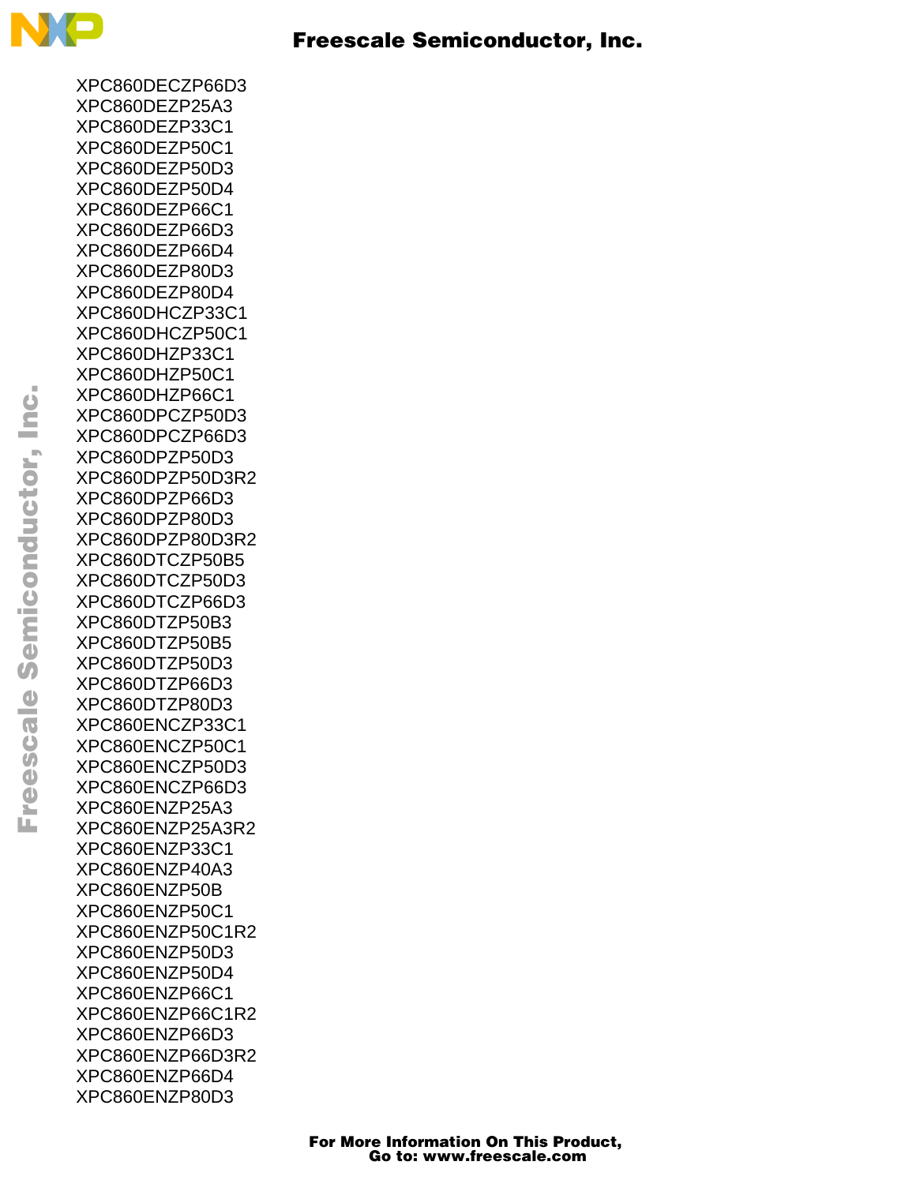XPC860DECZP66D3
XPC860DEZP25A3
XPC860DEZP33C1
XPC860DEZP50C1
XPC860DEZP50D3
XPC860DEZP50D4
XPC860DEZP66C1
XPC860DEZP66D3
XPC860DEZP66D4
XPC860DEZP80D3
XPC860DEZP80D4
XPC860DHCZP33C1
XPC860DHCZP50C1
XPC860DHZP33C1
XPC860DHZP50C1
XPC860DHZP66C1
XPC860DPCZP50D3
XPC860DPCZP66D3
XPC860DPZP50D3
XPC860DPZP50D3R2
XPC860DPZP66D3
XPC860DPZP80D3
XPC860DPZP80D3R2
XPC860DTCZP50B5
XPC860DTCZP50D3
XPC860DTCZP66D3
XPC860DTZP50B3
XPC860DTZP50B5
XPC860DTZP50D3
XPC860DTZP66D3
XPC860DTZP80D3
XPC860ENCZP33C1
XPC860ENCZP50C1
XPC860ENCZP50D3
XPC860ENCZP66D3
XPC860ENZP25A3
XPC860ENZP25A3R2
XPC860ENZP33C1
XPC860ENZP40A3
XPC860ENZP50B
XPC860ENZP50C1
XPC860ENZP50C1R2
XPC860ENZP50D3
XPC860ENZP50D4
XPC860ENZP66C1
XPC860ENZP66C1R2
XPC860ENZP66D3
XPC860ENZP66D3R2
XPC860ENZP66D4
XPC860ENZP80D3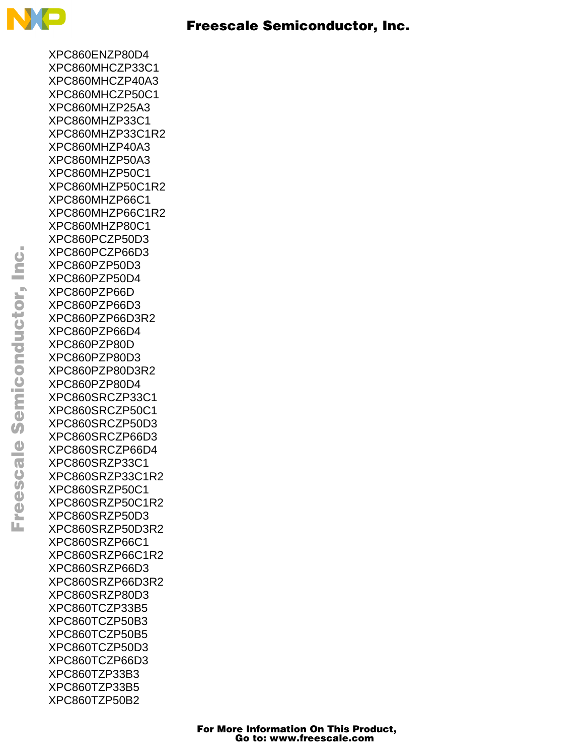XPC860ENZP80D4
XPC860MHCZP33C1
XPC860MHCZP40A3
XPC860MHCZP50C1
XPC860MHZP25A3
XPC860MHZP33C1
XPC860MHZP33C1R2
XPC860MHZP40A3
XPC860MHZP50A3
XPC860MHZP50C1
XPC860MHZP50C1R2
XPC860MHZP66C1
XPC860MHZP66C1R2
XPC860MHZP80C1
XPC860PCZP50D3
XPC860PCZP66D3
XPC860PZP50D3
XPC860PZP50D4
XPC860PZP66D
XPC860PZP66D3
XPC860PZP66D3R2
XPC860PZP66D4
XPC860PZP80D
XPC860PZP80D3
XPC860PZP80D3R2
XPC860PZP80D4
XPC860SRCZP33C1
XPC860SRCZP50C1
XPC860SRCZP50D3
XPC860SRCZP66D3
XPC860SRCZP66D4
XPC860SRZP33C1
XPC860SRZP33C1R2
XPC860SRZP50C1
XPC860SRZP50C1R2
XPC860SRZP50D3
XPC860SRZP50D3R2
XPC860SRZP66C1
XPC860SRZP66C1R2
XPC860SRZP66D3
XPC860SRZP66D3R2
XPC860SRZP80D3
XPC860TCZP33B5
XPC860TCZP50B3
XPC860TCZP50B5
XPC860TCZP50D3
XPC860TCZP66D3
XPC860TZP33B3
XPC860TZP33B5
XPC860TZP50B2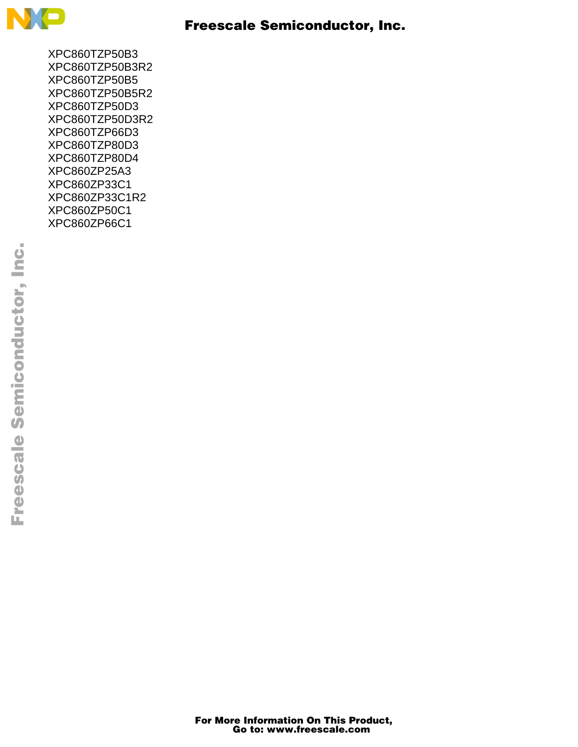XPC860TZP50B3
XPC860TZP50B3R2
XPC860TZP50B5
XPC860TZP50B5R2
XPC860TZP50D3
XPC860TZP50D3R2
XPC860TZP66D3
XPC860TZP80D3
XPC860TZP80D4
XPC860ZP25A3
XPC860ZP33C1
XPC860ZP33C1R2
XPC860ZP50C1
XPC860ZP66C1